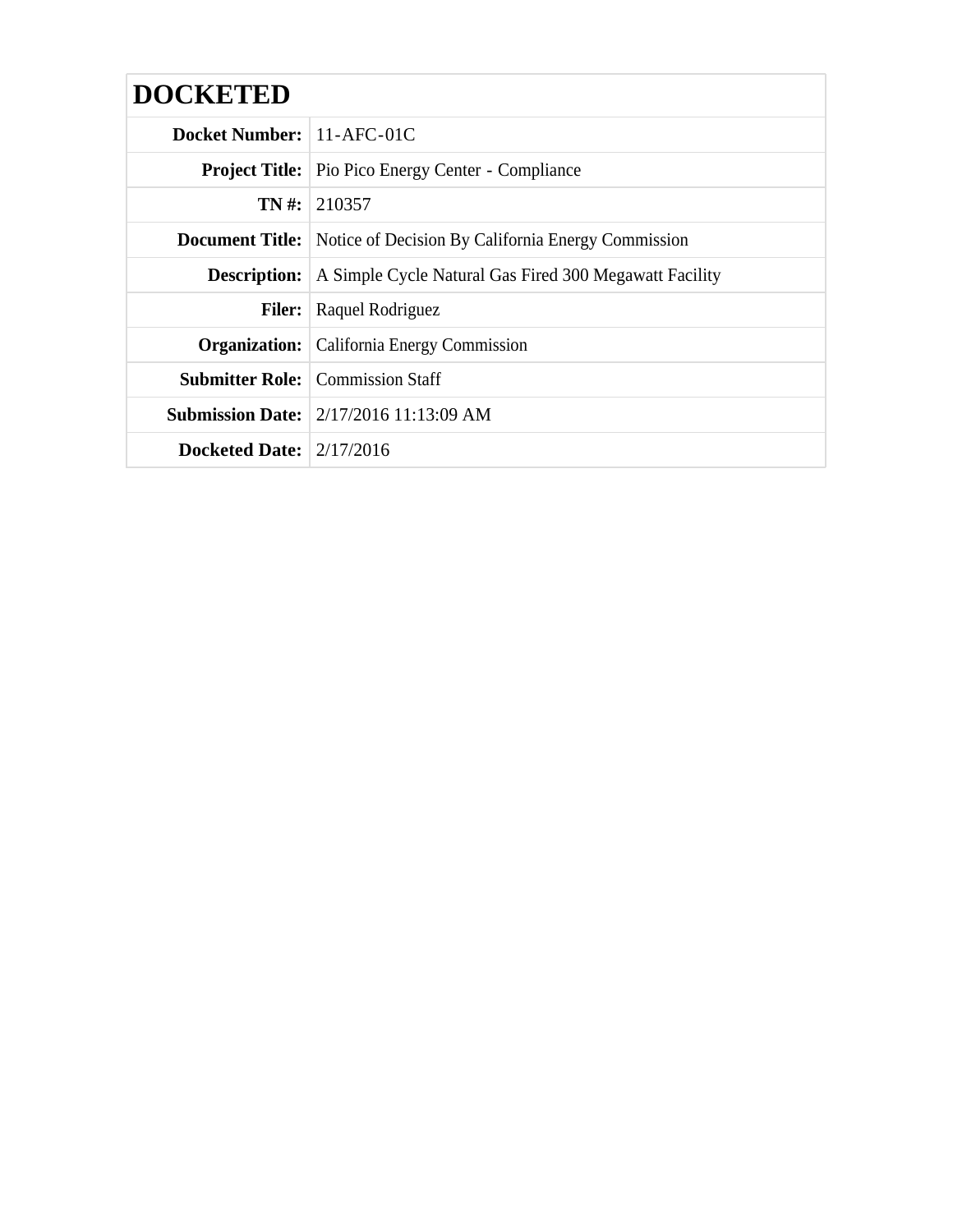# DOCKETED

| | |
|---|---|
| **Docket Number:** | 11-AFC-01C |
| **Project Title:** | Pio Pico Energy Center - Compliance |
| **TN #:** | 210357 |
| **Document Title:** | Notice of Decision By California Energy Commission |
| **Description:** | A Simple Cycle Natural Gas Fired 300 Megawatt Facility |
| **Filer:** | Raquel Rodriguez |
| **Organization:** | California Energy Commission |
| **Submitter Role:** | Commission Staff |
| **Submission Date:** | 2/17/2016 11:13:09 AM |
| **Docketed Date:** | 2/17/2016 |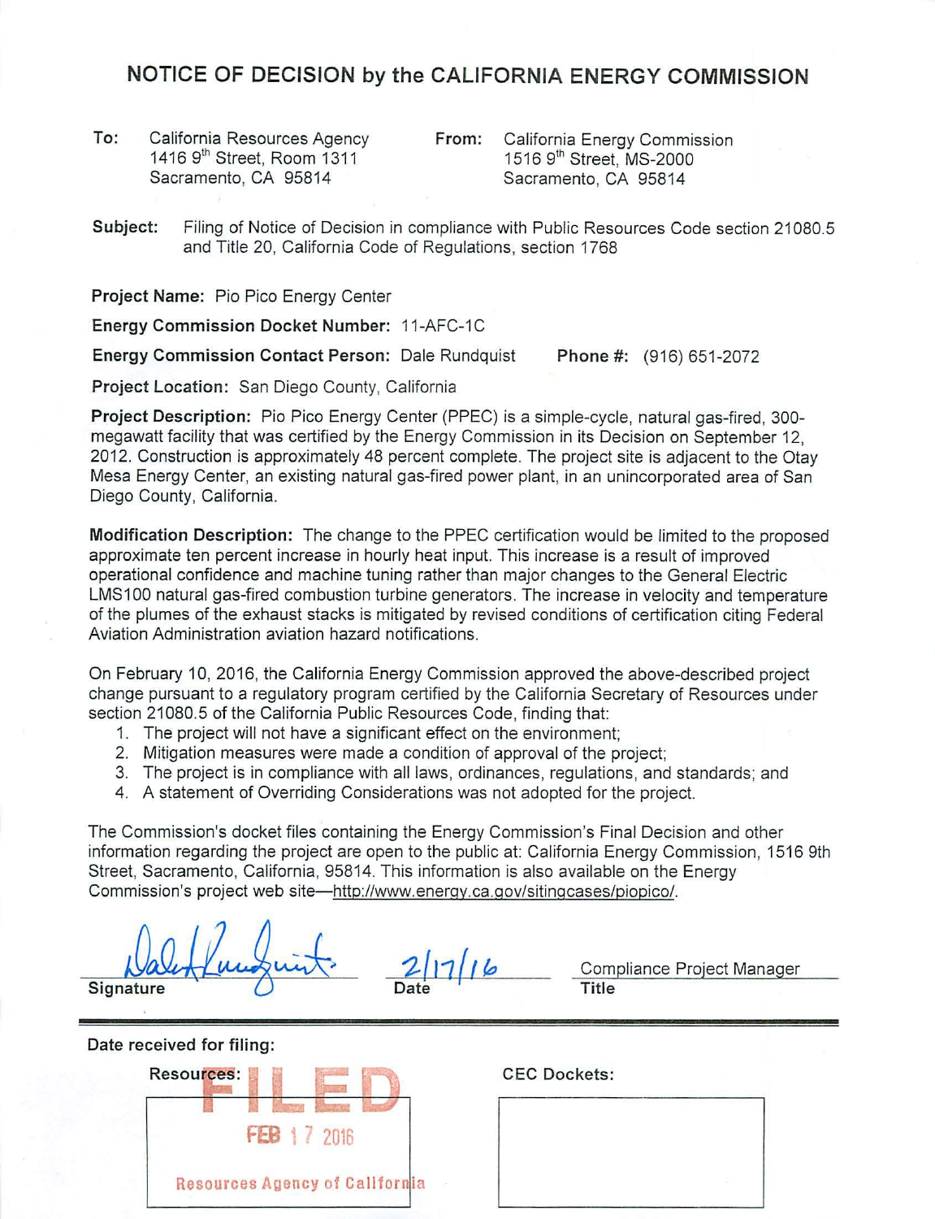# NOTICE OF DECISION by the CALIFORNIA ENERGY COMMISSION

**To:** California Resources Agency
1416 9th Street, Room 1311
Sacramento, CA 95814

**From:** California Energy Commission
1516 9th Street, MS-2000
Sacramento, CA 95814

**Subject:** Filing of Notice of Decision in compliance with Public Resources Code section 21080.5 and Title 20, California Code of Regulations, section 1768

**Project Name:** Pio Pico Energy Center

**Energy Commission Docket Number:** 11-AFC-1C

**Energy Commission Contact Person:** Dale Rundquist **Phone #:** (916) 651-2072

**Project Location:** San Diego County, California

**Project Description:** Pio Pico Energy Center (PPEC) is a simple-cycle, natural gas-fired, 300-megawatt facility that was certified by the Energy Commission in its Decision on September 12, 2012. Construction is approximately 48 percent complete. The project site is adjacent to the Otay Mesa Energy Center, an existing natural gas-fired power plant, in an unincorporated area of San Diego County, California.

**Modification Description:** The change to the PPEC certification would be limited to the proposed approximate ten percent increase in hourly heat input. This increase is a result of improved operational confidence and machine tuning rather than major changes to the General Electric LMS100 natural gas-fired combustion turbine generators. The increase in velocity and temperature of the plumes of the exhaust stacks is mitigated by revised conditions of certification citing Federal Aviation Administration aviation hazard notifications.

On February 10, 2016, the California Energy Commission approved the above-described project change pursuant to a regulatory program certified by the California Secretary of Resources under section 21080.5 of the California Public Resources Code, finding that:

1. The project will not have a significant effect on the environment;
2. Mitigation measures were made a condition of approval of the project;
3. The project is in compliance with all laws, ordinances, regulations, and standards; and
4. A statement of Overriding Considerations was not adopted for the project.

The Commission's docket files containing the Energy Commission's Final Decision and other information regarding the project are open to the public at: California Energy Commission, 1516 9th Street, Sacramento, California, 95814. This information is also available on the Energy Commission's project web site—http://www.energy.ca.gov/sitingcases/piopico/.

| Signature | Date | Title |
|---|---|---|
| Dale Rundquist (signed) | 2/17/16 | Compliance Project Manager |

**Date received for filing:**

**Resources:** FILED FEB 17 2016 Resources Agency of California

**CEC Dockets:**